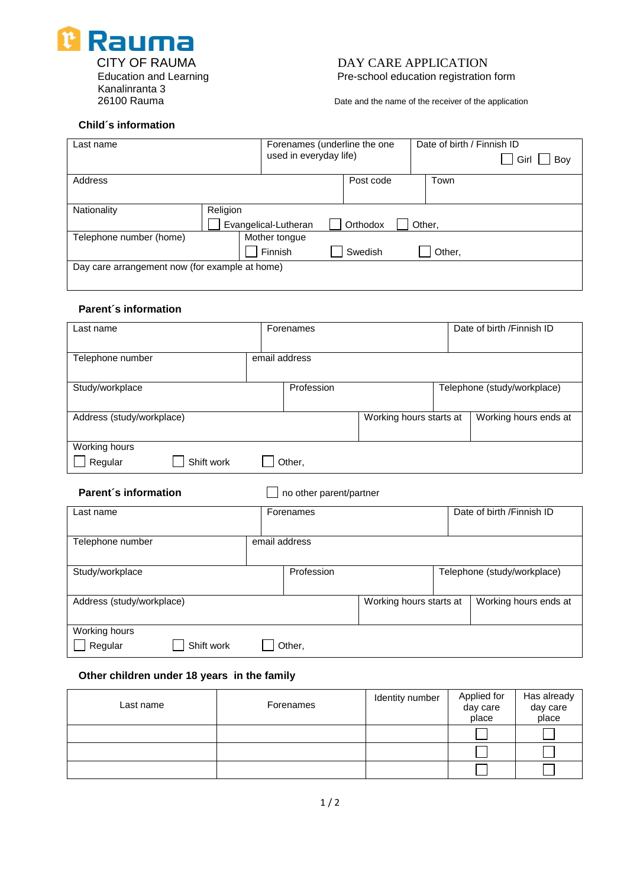**Rauma**

CITY OF RAUMA
Education and Learning
Kanalinranta 3
26100 Rauma

# DAY CARE APPLICATION

Pre-school education registration form

Date and the name of the receiver of the application

### Child´s information

| Last name | Forenames (underline the one used in everyday life) | Date of birth / Finnish ID ☐ Girl ☐ Boy |
|---|---|---|
| Address | Post code | Town |
| Nationality | Religion ☐ Evangelical-Lutheran ☐ Orthodox ☐ Other, | |
| Telephone number (home) | Mother tongue ☐ Finnish ☐ Swedish ☐ Other, | |
| Day care arrangement now (for example at home) | | |

### Parent´s information

| Last name | Forenames | Date of birth /Finnish ID |
|---|---|---|
| Telephone number | email address | |
| Study/workplace | Profession | Telephone (study/workplace) |
| Address (study/workplace) | Working hours starts at | Working hours ends at |
| Working hours ☐ Regular ☐ Shift work ☐ Other, | | |

### Parent´s information

☐ no other parent/partner

| Last name | Forenames | Date of birth /Finnish ID |
|---|---|---|
| Telephone number | email address | |
| Study/workplace | Profession | Telephone (study/workplace) |
| Address (study/workplace) | Working hours starts at | Working hours ends at |
| Working hours ☐ Regular ☐ Shift work ☐ Other, | | |

### Other children under 18 years in the family

| Last name | Forenames | Identity number | Applied for day care place | Has already day care place |
|---|---|---|---|---|
| | | | ☐ | ☐ |
| | | | ☐ | ☐ |
| | | | ☐ | ☐ |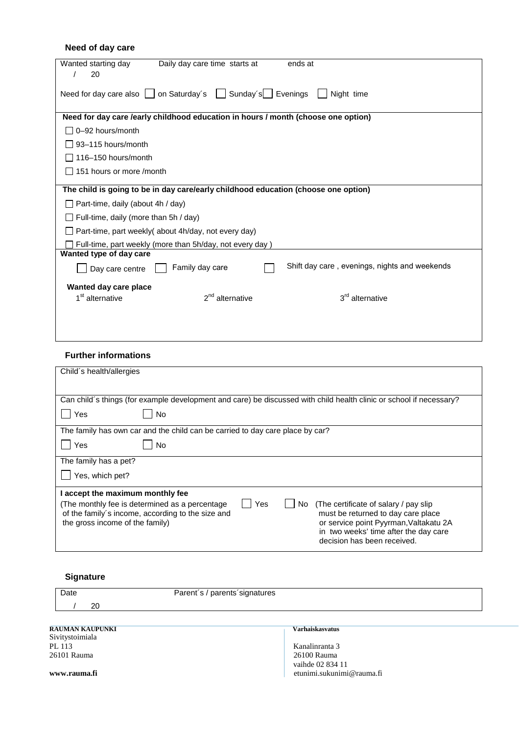## Need of day care

Wanted starting day
/ 20

Daily day care time starts at ends at

Need for day care also ☐ on Saturday´s ☐ Sunday´s ☐ Evenings ☐ Night time

**Need for day care /early childhood education in hours / month (choose one option)**

- ☐ 0–92 hours/month
- ☐ 93–115 hours/month
- ☐ 116–150 hours/month
- ☐ 151 hours or more /month

**The child is going to be in day care/early childhood education (choose one option)**

- ☐ Part-time, daily (about 4h / day)
- ☐ Full-time, daily (more than 5h / day)
- ☐ Part-time, part weekly( about 4h/day, not every day)
- ☐ Full-time, part weekly (more than 5h/day, not every day )

**Wanted type of day care**

☐ Day care centre ☐ Family day care ☐ Shift day care , evenings, nights and weekends

**Wanted day care place**

1st alternative 2nd alternative 3rd alternative

## Further informations

Child´s health/allergies

Can child´s things (for example development and care) be discussed with child health clinic or school if necessary?

☐ Yes ☐ No

The family has own car and the child can be carried to day care place by car?

☐ Yes ☐ No

The family has a pet?

☐ Yes, which pet?

**I accept the maximum monthly fee**

(The monthly fee is determined as a percentage of the family´s income, according to the size and the gross income of the family)

☐ Yes ☐ No (The certificate of salary / pay slip must be returned to day care place or service point Pyyrman,Valtakatu 2A in two weeks' time after the day care decision has been received.

## Signature

Date
/ 20

Parent´s / parents´signatures

**RAUMAN KAUPUNKI**
Sivitystoimiala
PL 113
26101 Rauma

**www.rauma.fi**

**Varhaiskasvatus**

Kanalinranta 3
26100 Rauma
vaihde 02 834 11
etunimi.sukunimi@rauma.fi